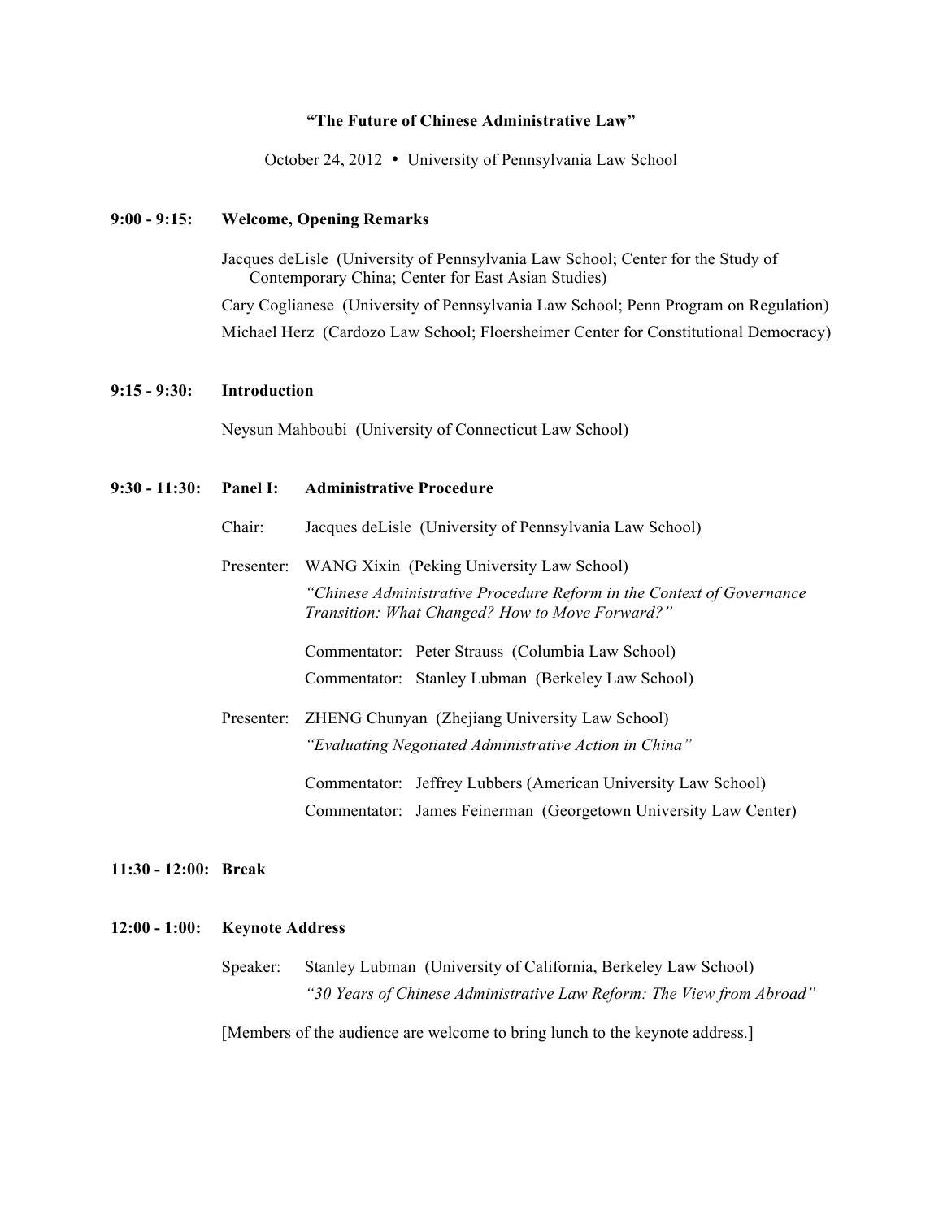# "The Future of Chinese Administrative Law"

October 24, 2012 • University of Pennsylvania Law School

**9:00 - 9:15: Welcome, Opening Remarks**

Jacques deLisle (University of Pennsylvania Law School; Center for the Study of Contemporary China; Center for East Asian Studies)

Cary Coglianese (University of Pennsylvania Law School; Penn Program on Regulation)

Michael Herz (Cardozo Law School; Floersheimer Center for Constitutional Democracy)

**9:15 - 9:30: Introduction**

Neysun Mahboubi (University of Connecticut Law School)

**9:30 - 11:30: Panel I: Administrative Procedure**

Chair: Jacques deLisle (University of Pennsylvania Law School)

Presenter: WANG Xixin (Peking University Law School)

*"Chinese Administrative Procedure Reform in the Context of Governance Transition: What Changed? How to Move Forward?"*

Commentator: Peter Strauss (Columbia Law School)

Commentator: Stanley Lubman (Berkeley Law School)

Presenter: ZHENG Chunyan (Zhejiang University Law School)

*"Evaluating Negotiated Administrative Action in China"*

Commentator: Jeffrey Lubbers (American University Law School)

Commentator: James Feinerman (Georgetown University Law Center)

**11:30 - 12:00: Break**

**12:00 - 1:00: Keynote Address**

Speaker: Stanley Lubman (University of California, Berkeley Law School)

*"30 Years of Chinese Administrative Law Reform: The View from Abroad"*

[Members of the audience are welcome to bring lunch to the keynote address.]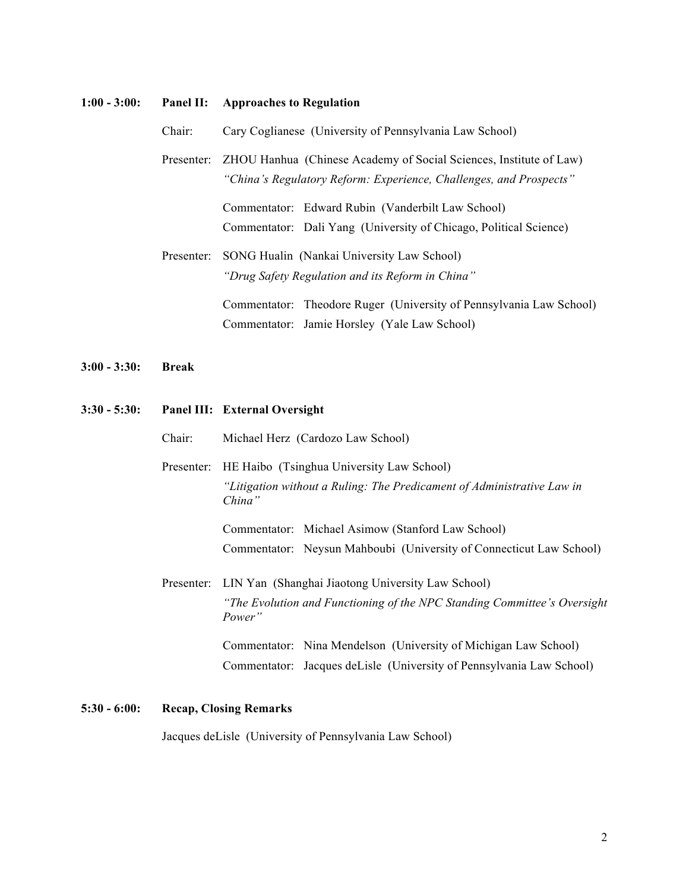**1:00 - 3:00:** **Panel II:** **Approaches to Regulation**

Chair: Cary Coglianese (University of Pennsylvania Law School)

Presenter: ZHOU Hanhua (Chinese Academy of Social Sciences, Institute of Law)
*"China's Regulatory Reform: Experience, Challenges, and Prospects"*

Commentator: Edward Rubin (Vanderbilt Law School)
Commentator: Dali Yang (University of Chicago, Political Science)

Presenter: SONG Hualin (Nankai University Law School)
*"Drug Safety Regulation and its Reform in China"*

Commentator: Theodore Ruger (University of Pennsylvania Law School)
Commentator: Jamie Horsley (Yale Law School)

**3:00 - 3:30:** **Break**

**3:30 - 5:30:** **Panel III:** **External Oversight**

Chair: Michael Herz (Cardozo Law School)

Presenter: HE Haibo (Tsinghua University Law School)
*"Litigation without a Ruling: The Predicament of Administrative Law in China"*

Commentator: Michael Asimow (Stanford Law School)
Commentator: Neysun Mahboubi (University of Connecticut Law School)

Presenter: LIN Yan (Shanghai Jiaotong University Law School)
*"The Evolution and Functioning of the NPC Standing Committee's Oversight Power"*

Commentator: Nina Mendelson (University of Michigan Law School)
Commentator: Jacques deLisle (University of Pennsylvania Law School)

**5:30 - 6:00:** **Recap, Closing Remarks**

Jacques deLisle (University of Pennsylvania Law School)